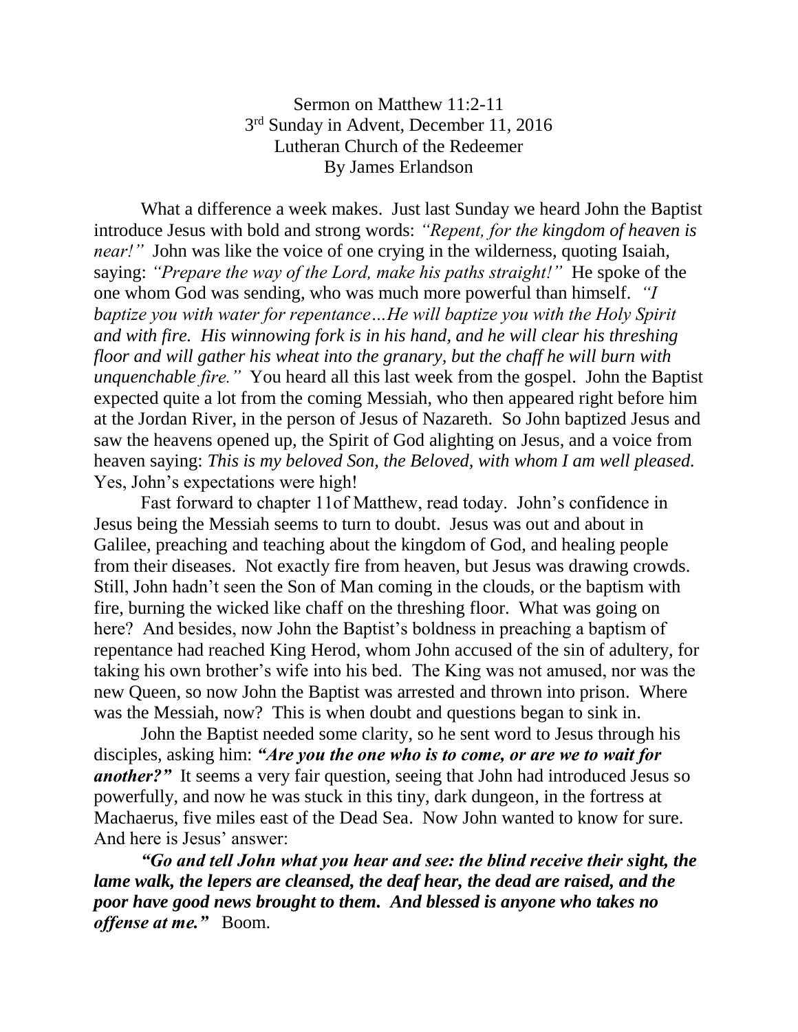Sermon on Matthew 11:2-11
3rd Sunday in Advent, December 11, 2016
Lutheran Church of the Redeemer
By James Erlandson

What a difference a week makes. Just last Sunday we heard John the Baptist introduce Jesus with bold and strong words: *"Repent, for the kingdom of heaven is near!"* John was like the voice of one crying in the wilderness, quoting Isaiah, saying: *"Prepare the way of the Lord, make his paths straight!"* He spoke of the one whom God was sending, who was much more powerful than himself. *"I baptize you with water for repentance…He will baptize you with the Holy Spirit and with fire. His winnowing fork is in his hand, and he will clear his threshing floor and will gather his wheat into the granary, but the chaff he will burn with unquenchable fire."* You heard all this last week from the gospel. John the Baptist expected quite a lot from the coming Messiah, who then appeared right before him at the Jordan River, in the person of Jesus of Nazareth. So John baptized Jesus and saw the heavens opened up, the Spirit of God alighting on Jesus, and a voice from heaven saying: *This is my beloved Son, the Beloved, with whom I am well pleased.* Yes, John's expectations were high!

Fast forward to chapter 11of Matthew, read today. John's confidence in Jesus being the Messiah seems to turn to doubt. Jesus was out and about in Galilee, preaching and teaching about the kingdom of God, and healing people from their diseases. Not exactly fire from heaven, but Jesus was drawing crowds. Still, John hadn't seen the Son of Man coming in the clouds, or the baptism with fire, burning the wicked like chaff on the threshing floor. What was going on here? And besides, now John the Baptist's boldness in preaching a baptism of repentance had reached King Herod, whom John accused of the sin of adultery, for taking his own brother's wife into his bed. The King was not amused, nor was the new Queen, so now John the Baptist was arrested and thrown into prison. Where was the Messiah, now? This is when doubt and questions began to sink in.

John the Baptist needed some clarity, so he sent word to Jesus through his disciples, asking him: ***"Are you the one who is to come, or are we to wait for another?"*** It seems a very fair question, seeing that John had introduced Jesus so powerfully, and now he was stuck in this tiny, dark dungeon, in the fortress at Machaerus, five miles east of the Dead Sea. Now John wanted to know for sure. And here is Jesus' answer:

***"Go and tell John what you hear and see: the blind receive their sight, the lame walk, the lepers are cleansed, the deaf hear, the dead are raised, and the poor have good news brought to them. And blessed is anyone who takes no offense at me."*** Boom.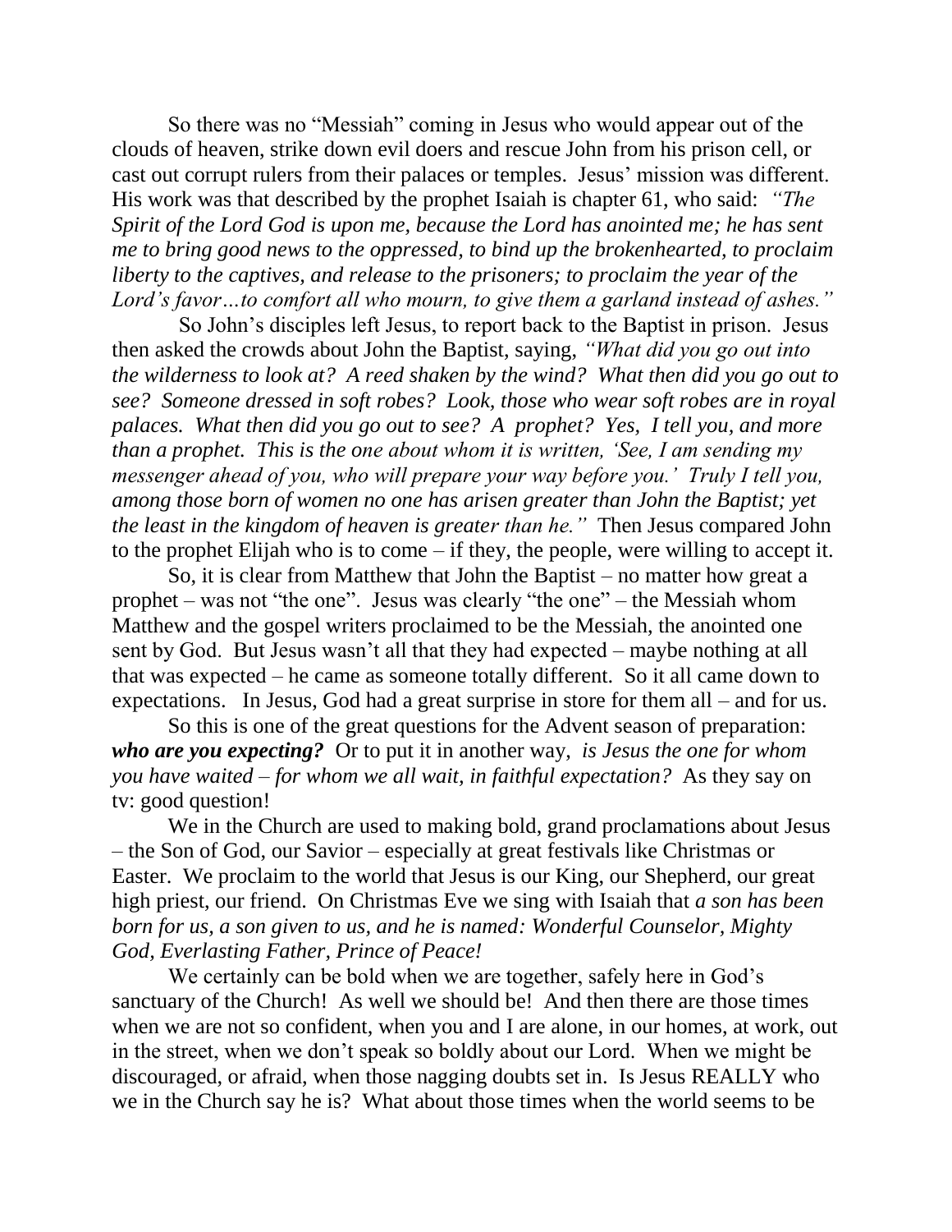So there was no "Messiah" coming in Jesus who would appear out of the clouds of heaven, strike down evil doers and rescue John from his prison cell, or cast out corrupt rulers from their palaces or temples. Jesus' mission was different. His work was that described by the prophet Isaiah is chapter 61, who said: *"The Spirit of the Lord God is upon me, because the Lord has anointed me; he has sent me to bring good news to the oppressed, to bind up the brokenhearted, to proclaim liberty to the captives, and release to the prisoners; to proclaim the year of the Lord's favor…to comfort all who mourn, to give them a garland instead of ashes."*

So John's disciples left Jesus, to report back to the Baptist in prison. Jesus then asked the crowds about John the Baptist, saying, *"What did you go out into the wilderness to look at? A reed shaken by the wind? What then did you go out to see? Someone dressed in soft robes? Look, those who wear soft robes are in royal palaces. What then did you go out to see? A prophet? Yes, I tell you, and more than a prophet. This is the one about whom it is written, 'See, I am sending my messenger ahead of you, who will prepare your way before you.' Truly I tell you, among those born of women no one has arisen greater than John the Baptist; yet the least in the kingdom of heaven is greater than he."* Then Jesus compared John to the prophet Elijah who is to come – if they, the people, were willing to accept it.

So, it is clear from Matthew that John the Baptist – no matter how great a prophet – was not "the one". Jesus was clearly "the one" – the Messiah whom Matthew and the gospel writers proclaimed to be the Messiah, the anointed one sent by God. But Jesus wasn't all that they had expected – maybe nothing at all that was expected – he came as someone totally different. So it all came down to expectations. In Jesus, God had a great surprise in store for them all – and for us.

So this is one of the great questions for the Advent season of preparation: ***who are you expecting?*** Or to put it in another way, *is Jesus the one for whom you have waited – for whom we all wait, in faithful expectation?* As they say on tv: good question!

We in the Church are used to making bold, grand proclamations about Jesus – the Son of God, our Savior – especially at great festivals like Christmas or Easter. We proclaim to the world that Jesus is our King, our Shepherd, our great high priest, our friend. On Christmas Eve we sing with Isaiah that *a son has been born for us, a son given to us, and he is named: Wonderful Counselor, Mighty God, Everlasting Father, Prince of Peace!*

We certainly can be bold when we are together, safely here in God's sanctuary of the Church! As well we should be! And then there are those times when we are not so confident, when you and I are alone, in our homes, at work, out in the street, when we don't speak so boldly about our Lord. When we might be discouraged, or afraid, when those nagging doubts set in. Is Jesus REALLY who we in the Church say he is? What about those times when the world seems to be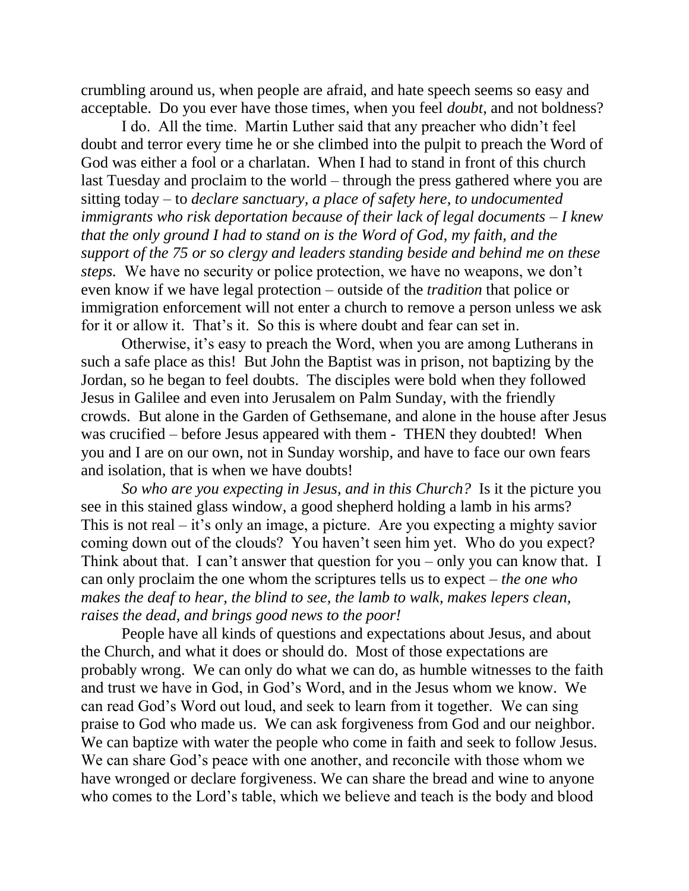crumbling around us, when people are afraid, and hate speech seems so easy and acceptable. Do you ever have those times, when you feel *doubt*, and not boldness?

I do. All the time. Martin Luther said that any preacher who didn't feel doubt and terror every time he or she climbed into the pulpit to preach the Word of God was either a fool or a charlatan. When I had to stand in front of this church last Tuesday and proclaim to the world – through the press gathered where you are sitting today – to *declare sanctuary, a place of safety here, to undocumented immigrants who risk deportation because of their lack of legal documents – I knew that the only ground I had to stand on is the Word of God, my faith, and the support of the 75 or so clergy and leaders standing beside and behind me on these steps.* We have no security or police protection, we have no weapons, we don't even know if we have legal protection – outside of the *tradition* that police or immigration enforcement will not enter a church to remove a person unless we ask for it or allow it. That's it. So this is where doubt and fear can set in.

Otherwise, it's easy to preach the Word, when you are among Lutherans in such a safe place as this! But John the Baptist was in prison, not baptizing by the Jordan, so he began to feel doubts. The disciples were bold when they followed Jesus in Galilee and even into Jerusalem on Palm Sunday, with the friendly crowds. But alone in the Garden of Gethsemane, and alone in the house after Jesus was crucified – before Jesus appeared with them - THEN they doubted! When you and I are on our own, not in Sunday worship, and have to face our own fears and isolation, that is when we have doubts!

*So who are you expecting in Jesus, and in this Church?* Is it the picture you see in this stained glass window, a good shepherd holding a lamb in his arms? This is not real – it's only an image, a picture. Are you expecting a mighty savior coming down out of the clouds? You haven't seen him yet. Who do you expect? Think about that. I can't answer that question for you – only you can know that. I can only proclaim the one whom the scriptures tells us to expect – *the one who makes the deaf to hear, the blind to see, the lamb to walk, makes lepers clean, raises the dead, and brings good news to the poor!*

People have all kinds of questions and expectations about Jesus, and about the Church, and what it does or should do. Most of those expectations are probably wrong. We can only do what we can do, as humble witnesses to the faith and trust we have in God, in God's Word, and in the Jesus whom we know. We can read God's Word out loud, and seek to learn from it together. We can sing praise to God who made us. We can ask forgiveness from God and our neighbor. We can baptize with water the people who come in faith and seek to follow Jesus. We can share God's peace with one another, and reconcile with those whom we have wronged or declare forgiveness. We can share the bread and wine to anyone who comes to the Lord's table, which we believe and teach is the body and blood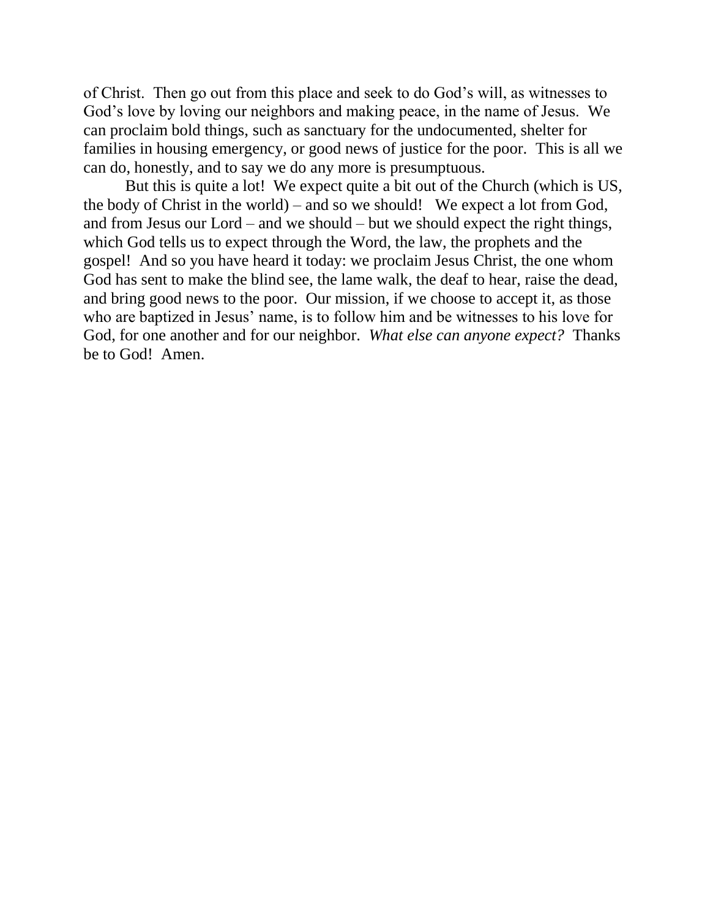of Christ. Then go out from this place and seek to do God's will, as witnesses to God's love by loving our neighbors and making peace, in the name of Jesus. We can proclaim bold things, such as sanctuary for the undocumented, shelter for families in housing emergency, or good news of justice for the poor. This is all we can do, honestly, and to say we do any more is presumptuous.

But this is quite a lot! We expect quite a bit out of the Church (which is US, the body of Christ in the world) – and so we should! We expect a lot from God, and from Jesus our Lord – and we should – but we should expect the right things, which God tells us to expect through the Word, the law, the prophets and the gospel! And so you have heard it today: we proclaim Jesus Christ, the one whom God has sent to make the blind see, the lame walk, the deaf to hear, raise the dead, and bring good news to the poor. Our mission, if we choose to accept it, as those who are baptized in Jesus' name, is to follow him and be witnesses to his love for God, for one another and for our neighbor. *What else can anyone expect?* Thanks be to God! Amen.